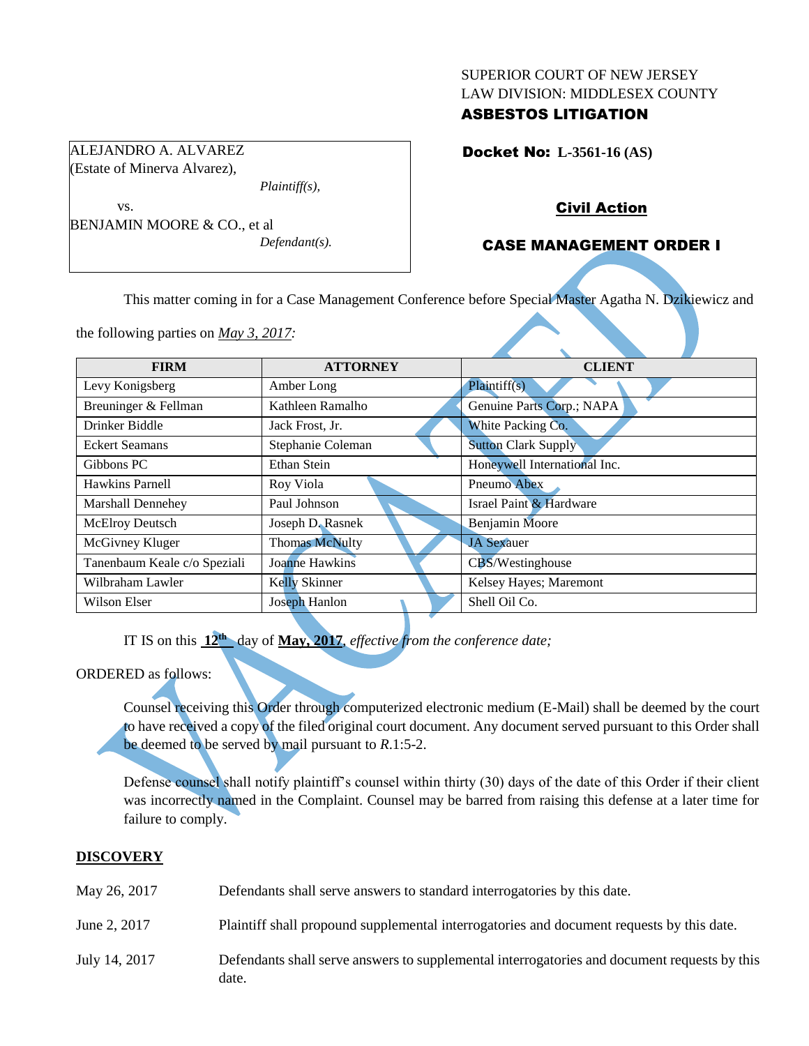SUPERIOR COURT OF NEW JERSEY
LAW DIVISION: MIDDLESEX COUNTY
**ASBESTOS LITIGATION**

ALEJANDRO A. ALVAREZ
(Estate of Minerva Alvarez),
*Plaintiff(s),*

vs.

BENJAMIN MOORE & CO., et al
*Defendant(s).*

**Docket No: L-3561-16 (AS)**

**Civil Action**

**CASE MANAGEMENT ORDER I**

This matter coming in for a Case Management Conference before Special Master Agatha N. Dzikiewicz and the following parties on *May 3, 2017*:

| FIRM | ATTORNEY | CLIENT |
|---|---|---|
| Levy Konigsberg | Amber Long | Plaintiff(s) |
| Breuninger & Fellman | Kathleen Ramalho | Genuine Parts Corp.; NAPA |
| Drinker Biddle | Jack Frost, Jr. | White Packing Co. |
| Eckert Seamans | Stephanie Coleman | Sutton Clark Supply |
| Gibbons PC | Ethan Stein | Honeywell International Inc. |
| Hawkins Parnell | Roy Viola | Pneumo Abex |
| Marshall Dennehey | Paul Johnson | Israel Paint & Hardware |
| McElroy Deutsch | Joseph D. Rasnek | Benjamin Moore |
| McGivney Kluger | Thomas McNulty | JA Sexauer |
| Tanenbaum Keale c/o Speziali | Joanne Hawkins | CBS/Westinghouse |
| Wilbraham Lawler | Kelly Skinner | Kelsey Hayes; Maremont |
| Wilson Elser | Joseph Hanlon | Shell Oil Co. |

IT IS on this **12th** day of **May, 2017**, *effective from the conference date;*

ORDERED as follows:

Counsel receiving this Order through computerized electronic medium (E-Mail) shall be deemed by the court to have received a copy of the filed original court document. Any document served pursuant to this Order shall be deemed to be served by mail pursuant to *R*.1:5-2.

Defense counsel shall notify plaintiff's counsel within thirty (30) days of the date of this Order if their client was incorrectly named in the Complaint. Counsel may be barred from raising this defense at a later time for failure to comply.

**DISCOVERY**

May 26, 2017 — Defendants shall serve answers to standard interrogatories by this date.

June 2, 2017 — Plaintiff shall propound supplemental interrogatories and document requests by this date.

July 14, 2017 — Defendants shall serve answers to supplemental interrogatories and document requests by this date.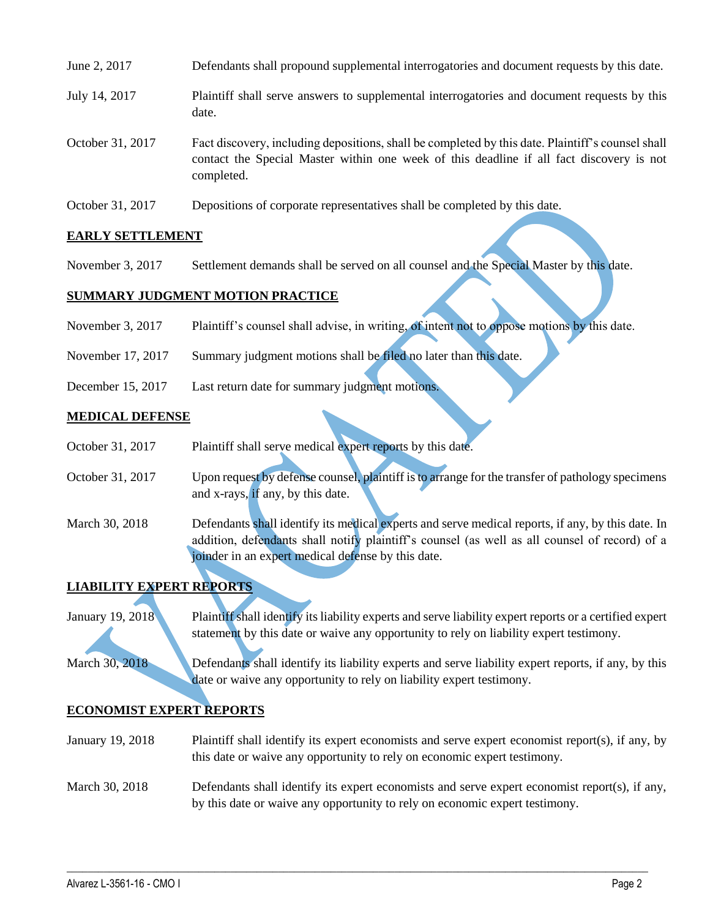| | |
|---|---|
| June 2, 2017 | Defendants shall propound supplemental interrogatories and document requests by this date. |
| July 14, 2017 | Plaintiff shall serve answers to supplemental interrogatories and document requests by this date. |
| October 31, 2017 | Fact discovery, including depositions, shall be completed by this date. Plaintiff's counsel shall contact the Special Master within one week of this deadline if all fact discovery is not completed. |
| October 31, 2017 | Depositions of corporate representatives shall be completed by this date. |

**EARLY SETTLEMENT**

| | |
|---|---|
| November 3, 2017 | Settlement demands shall be served on all counsel and the Special Master by this date. |

**SUMMARY JUDGMENT MOTION PRACTICE**

| | |
|---|---|
| November 3, 2017 | Plaintiff's counsel shall advise, in writing, of intent not to oppose motions by this date. |
| November 17, 2017 | Summary judgment motions shall be filed no later than this date. |
| December 15, 2017 | Last return date for summary judgment motions. |

**MEDICAL DEFENSE**

| | |
|---|---|
| October 31, 2017 | Plaintiff shall serve medical expert reports by this date. |
| October 31, 2017 | Upon request by defense counsel, plaintiff is to arrange for the transfer of pathology specimens and x-rays, if any, by this date. |
| March 30, 2018 | Defendants shall identify its medical experts and serve medical reports, if any, by this date. In addition, defendants shall notify plaintiff's counsel (as well as all counsel of record) of a joinder in an expert medical defense by this date. |

**LIABILITY EXPERT REPORTS**

| | |
|---|---|
| January 19, 2018 | Plaintiff shall identify its liability experts and serve liability expert reports or a certified expert statement by this date or waive any opportunity to rely on liability expert testimony. |
| March 30, 2018 | Defendants shall identify its liability experts and serve liability expert reports, if any, by this date or waive any opportunity to rely on liability expert testimony. |

**ECONOMIST EXPERT REPORTS**

| | |
|---|---|
| January 19, 2018 | Plaintiff shall identify its expert economists and serve expert economist report(s), if any, by this date or waive any opportunity to rely on economic expert testimony. |
| March 30, 2018 | Defendants shall identify its expert economists and serve expert economist report(s), if any, by this date or waive any opportunity to rely on economic expert testimony. |

VACATED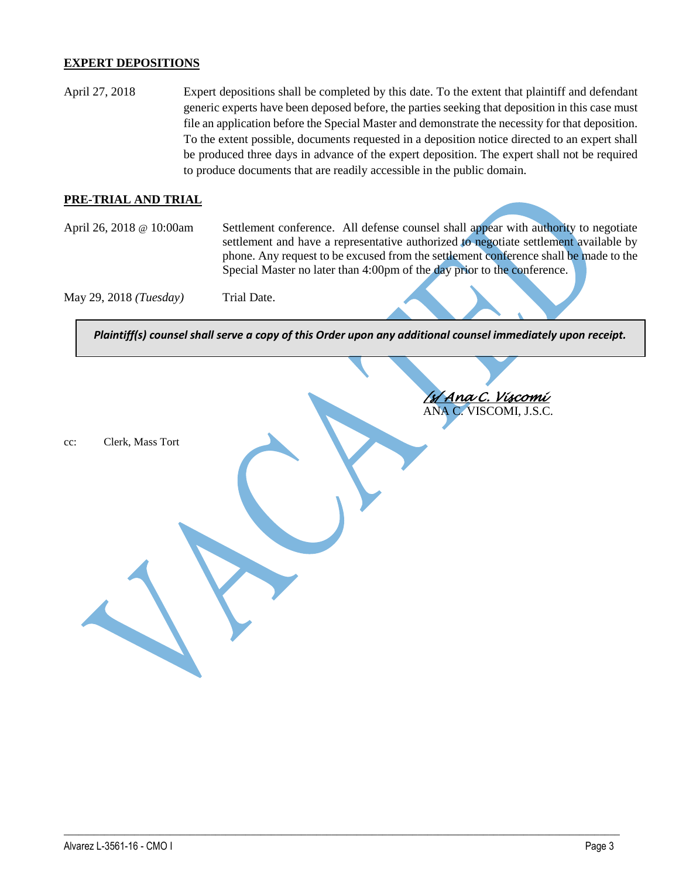**EXPERT DEPOSITIONS**

April 27, 2018 — Expert depositions shall be completed by this date. To the extent that plaintiff and defendant generic experts have been deposed before, the parties seeking that deposition in this case must file an application before the Special Master and demonstrate the necessity for that deposition. To the extent possible, documents requested in a deposition notice directed to an expert shall be produced three days in advance of the expert deposition. The expert shall not be required to produce documents that are readily accessible in the public domain.

**PRE-TRIAL AND TRIAL**

April 26, 2018 @ 10:00am — Settlement conference. All defense counsel shall appear with authority to negotiate settlement and have a representative authorized to negotiate settlement available by phone. Any request to be excused from the settlement conference shall be made to the Special Master no later than 4:00pm of the day prior to the conference.

May 29, 2018 *(Tuesday)* — Trial Date.

***Plaintiff(s) counsel shall serve a copy of this Order upon any additional counsel immediately upon receipt.***

/s/ Ana C. Viscomi
ANA C. VISCOMI, J.S.C.

cc: Clerk, Mass Tort

VACATED